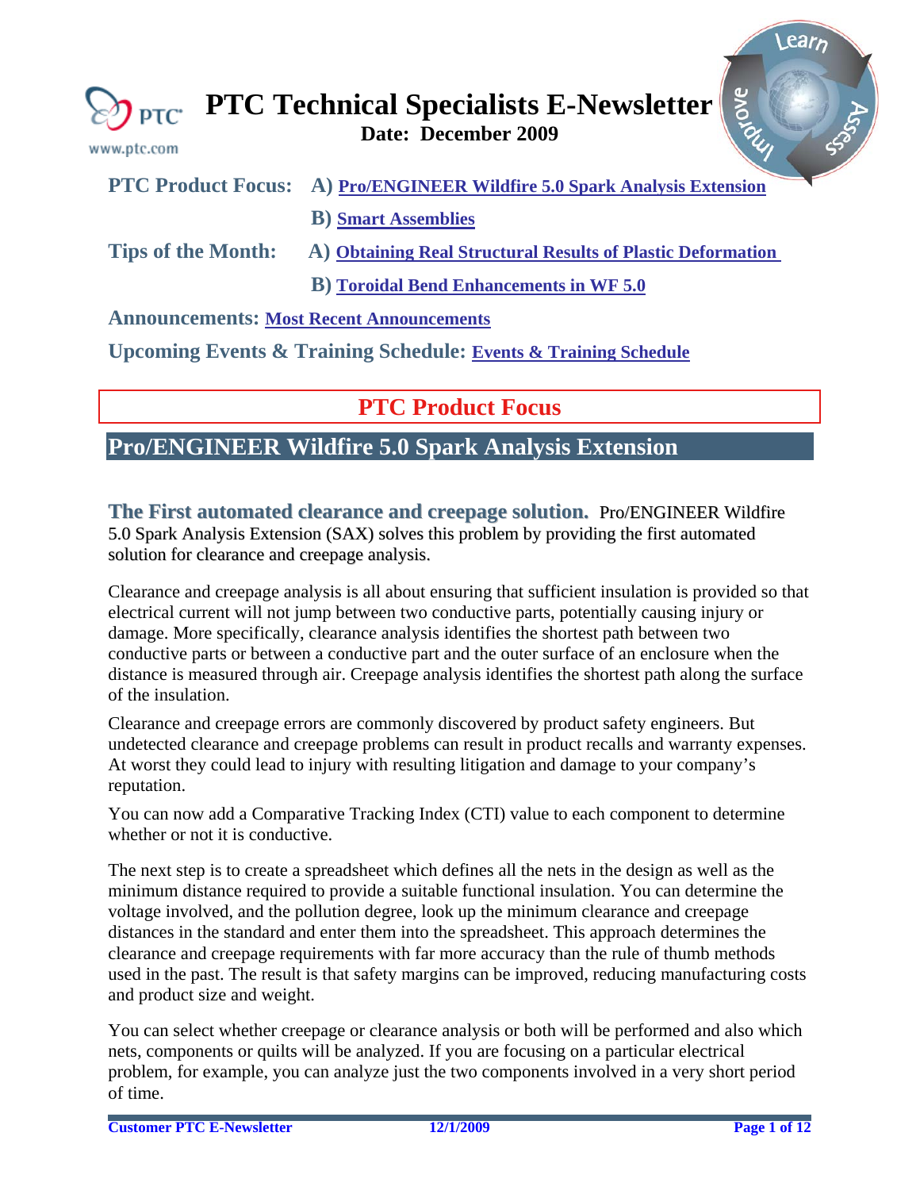# PTC Technical Specialists E-Newsletter

**Date: December 2009**

**PTC Product Focus:** A) Pro/ENGINEER Wildfire 5.0 Spark Analysis Extension

B) Smart Assemblies

**Tips of the Month:** A) Obtaining Real Structural Results of Plastic Deformation

B) Toroidal Bend Enhancements in WF 5.0

**Announcements:** Most Recent Announcements

**Upcoming Events & Training Schedule:** Events & Training Schedule

## PTC Product Focus

## Pro/ENGINEER Wildfire 5.0 Spark Analysis Extension

**The First automated clearance and creepage solution.** Pro/ENGINEER Wildfire 5.0 Spark Analysis Extension (SAX) solves this problem by providing the first automated solution for clearance and creepage analysis.

Clearance and creepage analysis is all about ensuring that sufficient insulation is provided so that electrical current will not jump between two conductive parts, potentially causing injury or damage. More specifically, clearance analysis identifies the shortest path between two conductive parts or between a conductive part and the outer surface of an enclosure when the distance is measured through air. Creepage analysis identifies the shortest path along the surface of the insulation.

Clearance and creepage errors are commonly discovered by product safety engineers. But undetected clearance and creepage problems can result in product recalls and warranty expenses. At worst they could lead to injury with resulting litigation and damage to your company's reputation.

You can now add a Comparative Tracking Index (CTI) value to each component to determine whether or not it is conductive.

The next step is to create a spreadsheet which defines all the nets in the design as well as the minimum distance required to provide a suitable functional insulation. You can determine the voltage involved, and the pollution degree, look up the minimum clearance and creepage distances in the standard and enter them into the spreadsheet. This approach determines the clearance and creepage requirements with far more accuracy than the rule of thumb methods used in the past. The result is that safety margins can be improved, reducing manufacturing costs and product size and weight.

You can select whether creepage or clearance analysis or both will be performed and also which nets, components or quilts will be analyzed. If you are focusing on a particular electrical problem, for example, you can analyze just the two components involved in a very short period of time.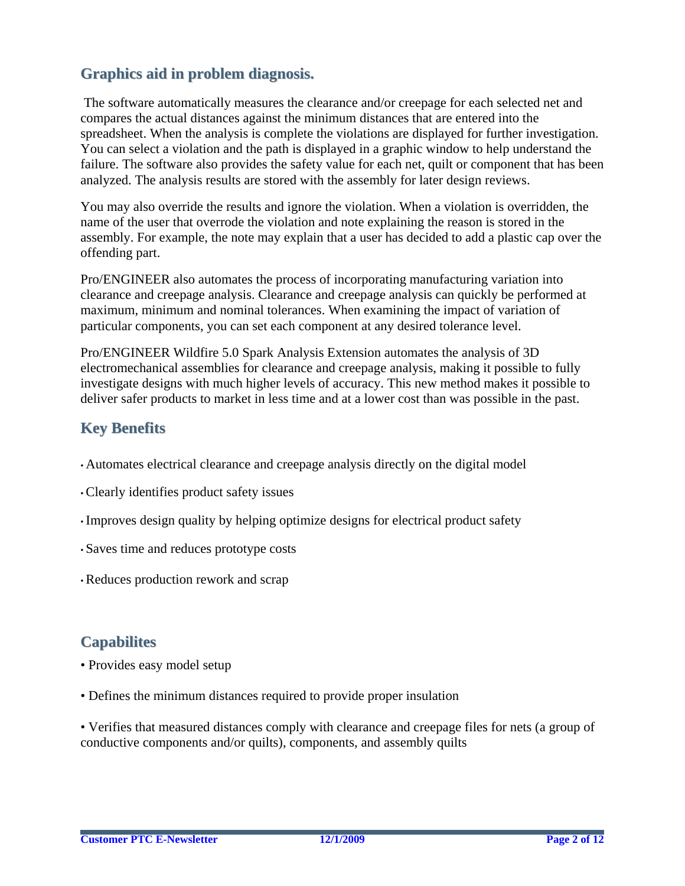## Graphics aid in problem diagnosis.

The software automatically measures the clearance and/or creepage for each selected net and compares the actual distances against the minimum distances that are entered into the spreadsheet. When the analysis is complete the violations are displayed for further investigation. You can select a violation and the path is displayed in a graphic window to help understand the failure. The software also provides the safety value for each net, quilt or component that has been analyzed. The analysis results are stored with the assembly for later design reviews.

You may also override the results and ignore the violation. When a violation is overridden, the name of the user that overrode the violation and note explaining the reason is stored in the assembly. For example, the note may explain that a user has decided to add a plastic cap over the offending part.

Pro/ENGINEER also automates the process of incorporating manufacturing variation into clearance and creepage analysis. Clearance and creepage analysis can quickly be performed at maximum, minimum and nominal tolerances. When examining the impact of variation of particular components, you can set each component at any desired tolerance level.

Pro/ENGINEER Wildfire 5.0 Spark Analysis Extension automates the analysis of 3D electromechanical assemblies for clearance and creepage analysis, making it possible to fully investigate designs with much higher levels of accuracy. This new method makes it possible to deliver safer products to market in less time and at a lower cost than was possible in the past.

## Key Benefits

- Automates electrical clearance and creepage analysis directly on the digital model
- Clearly identifies product safety issues
- Improves design quality by helping optimize designs for electrical product safety
- Saves time and reduces prototype costs
- Reduces production rework and scrap

## Capabilites

- Provides easy model setup
- Defines the minimum distances required to provide proper insulation
- Verifies that measured distances comply with clearance and creepage files for nets (a group of conductive components and/or quilts), components, and assembly quilts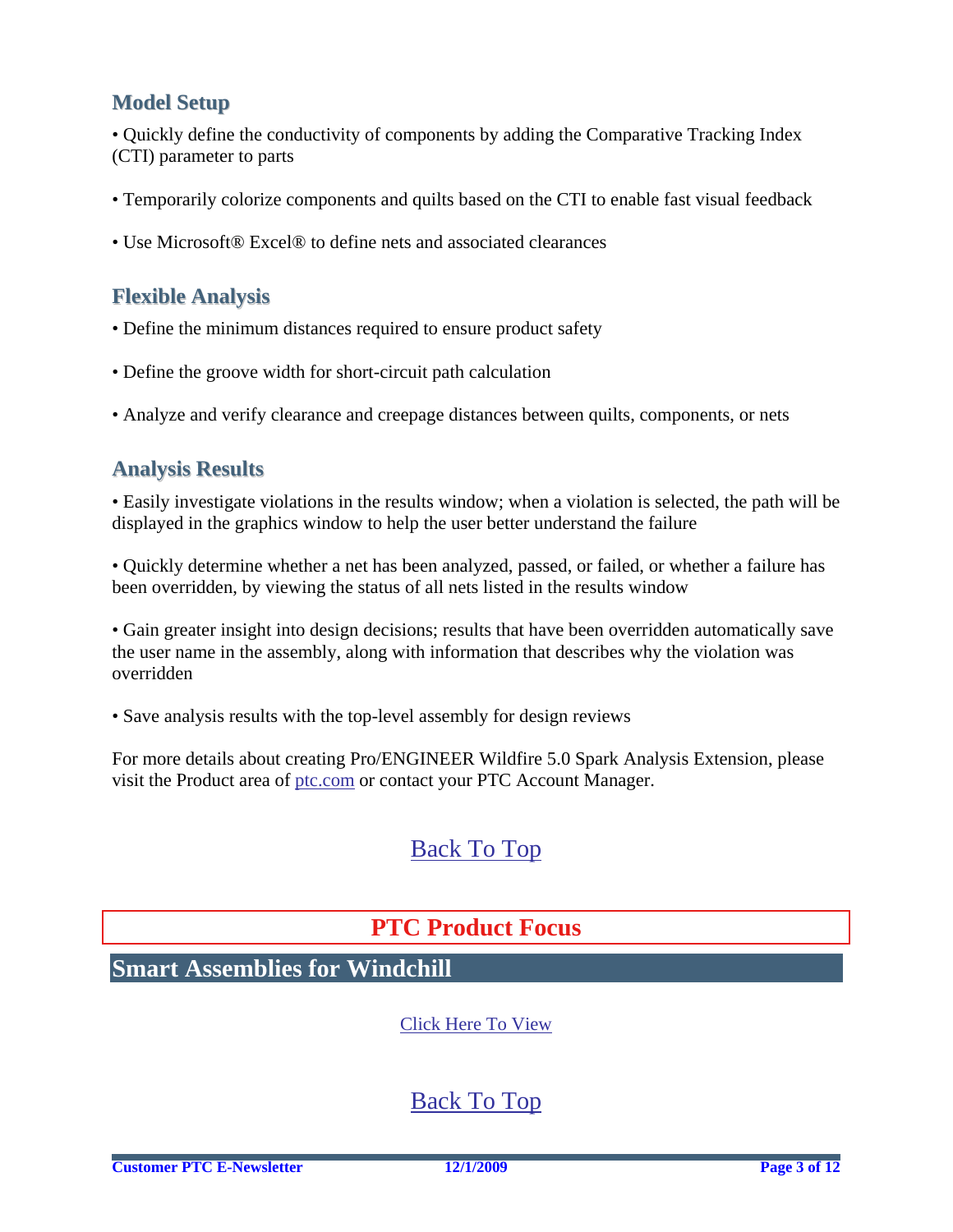### Model Setup

• Quickly define the conductivity of components by adding the Comparative Tracking Index (CTI) parameter to parts

• Temporarily colorize components and quilts based on the CTI to enable fast visual feedback

• Use Microsoft® Excel® to define nets and associated clearances

### Flexible Analysis

• Define the minimum distances required to ensure product safety

• Define the groove width for short-circuit path calculation

• Analyze and verify clearance and creepage distances between quilts, components, or nets

### Analysis Results

• Easily investigate violations in the results window; when a violation is selected, the path will be displayed in the graphics window to help the user better understand the failure

• Quickly determine whether a net has been analyzed, passed, or failed, or whether a failure has been overridden, by viewing the status of all nets listed in the results window

• Gain greater insight into design decisions; results that have been overridden automatically save the user name in the assembly, along with information that describes why the violation was overridden

• Save analysis results with the top-level assembly for design reviews

For more details about creating Pro/ENGINEER Wildfire 5.0 Spark Analysis Extension, please visit the Product area of [ptc.com](ptc.com) or contact your PTC Account Manager.

Back To Top

## PTC Product Focus

## Smart Assemblies for Windchill

Click Here To View

Back To Top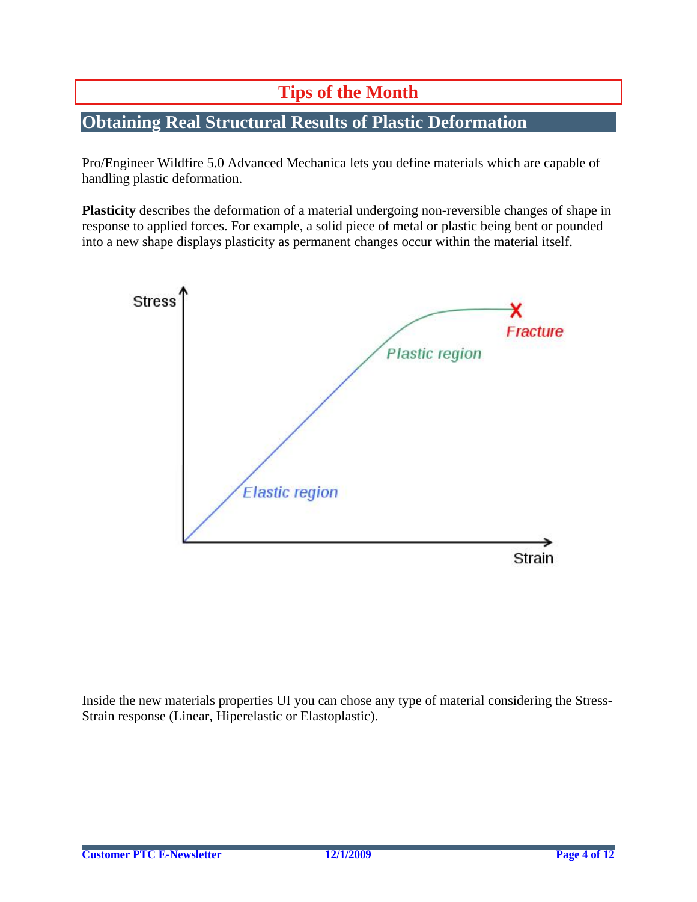# Tips of the Month

## Obtaining Real Structural Results of Plastic Deformation

Pro/Engineer Wildfire 5.0 Advanced Mechanica lets you define materials which are capable of handling plastic deformation.

**Plasticity** describes the deformation of a material undergoing non-reversible changes of shape in response to applied forces. For example, a solid piece of metal or plastic being bent or pounded into a new shape displays plasticity as permanent changes occur within the material itself.

Inside the new materials properties UI you can chose any type of material considering the Stress-Strain response (Linear, Hiperelastic or Elastoplastic).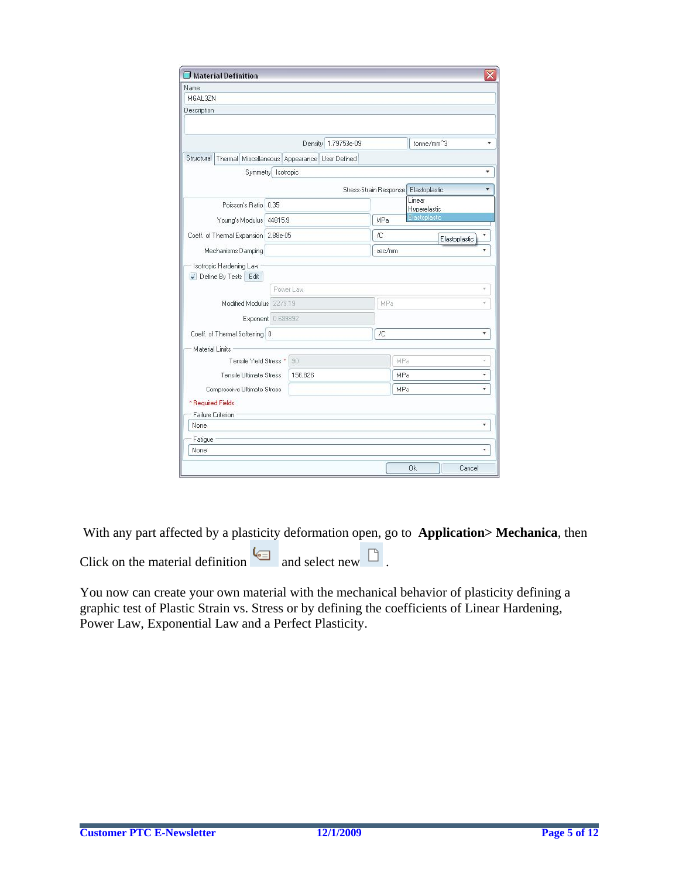With any part affected by a plasticity deformation open, go to **Application> Mechanica**, then

Click on the material definition and select new .

You now can create your own material with the mechanical behavior of plasticity defining a graphic test of Plastic Strain vs. Stress or by defining the coefficients of Linear Hardening, Power Law, Exponential Law and a Perfect Plasticity.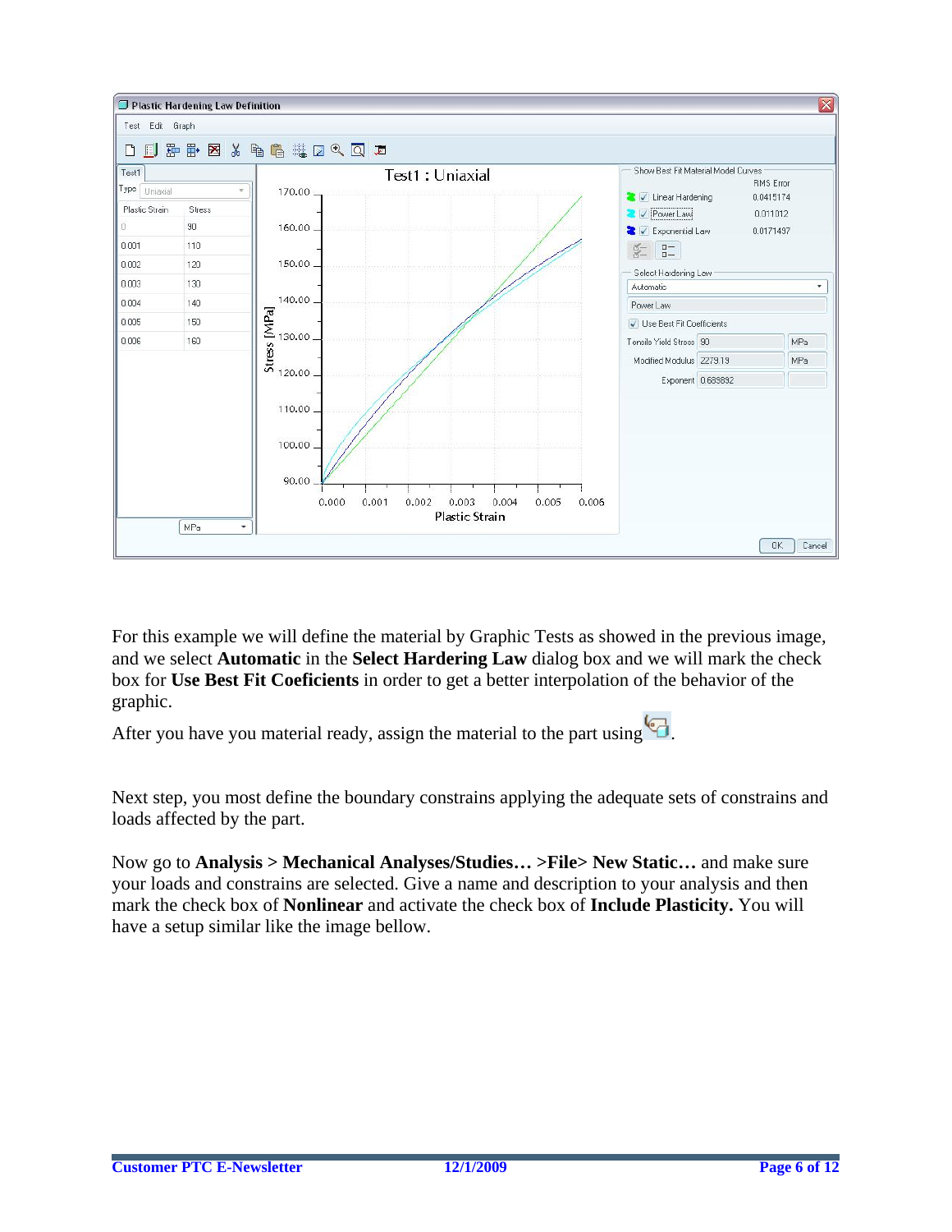For this example we will define the material by Graphic Tests as showed in the previous image, and we select **Automatic** in the **Select Hardering Law** dialog box and we will mark the check box for **Use Best Fit Coeficients** in order to get a better interpolation of the behavior of the graphic.

After you have you material ready, assign the material to the part using .

Next step, you most define the boundary constrains applying the adequate sets of constrains and loads affected by the part.

Now go to **Analysis > Mechanical Analyses/Studies… >File> New Static…** and make sure your loads and constrains are selected. Give a name and description to your analysis and then mark the check box of **Nonlinear** and activate the check box of **Include Plasticity.** You will have a setup similar like the image bellow.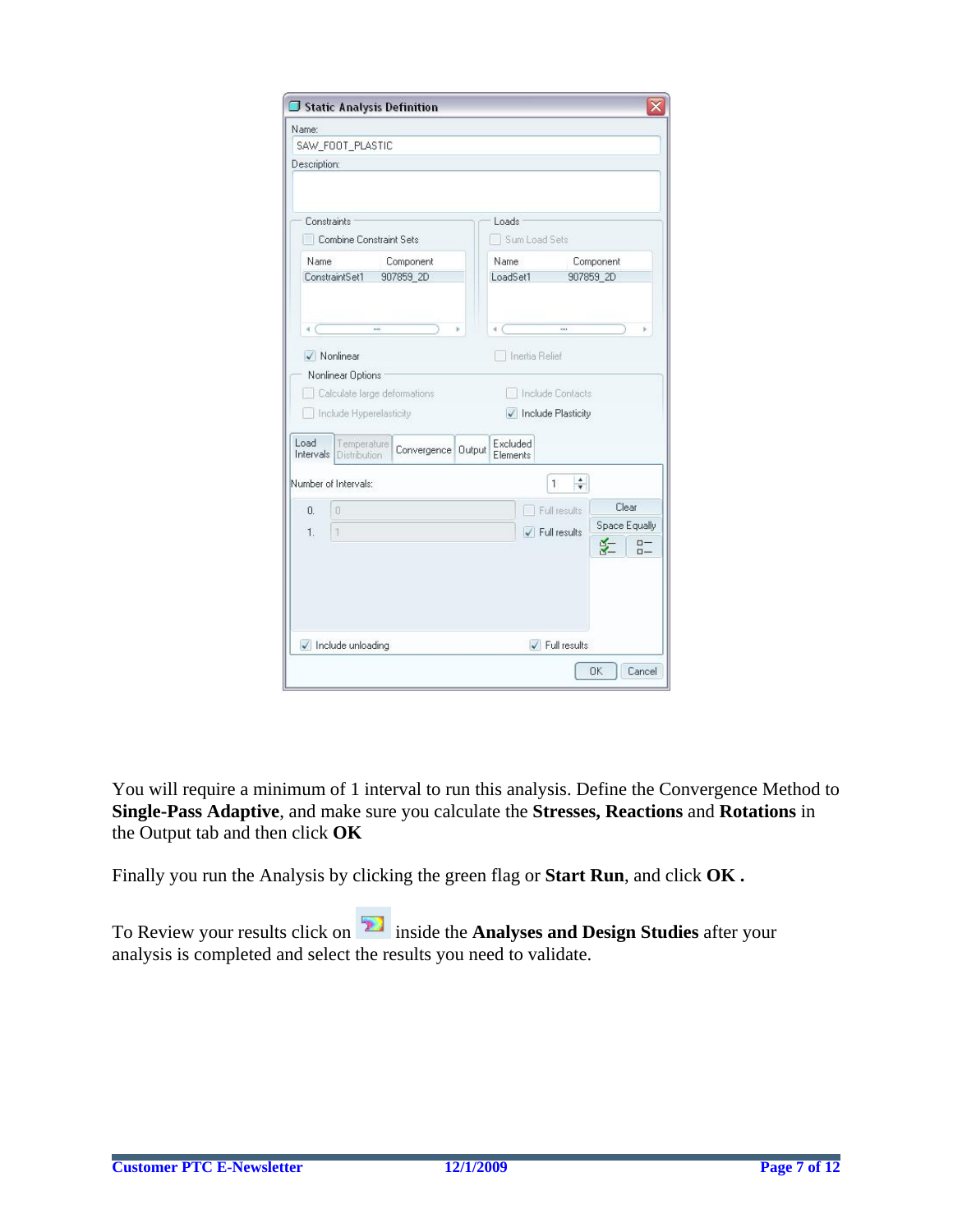You will require a minimum of 1 interval to run this analysis. Define the Convergence Method to **Single-Pass Adaptive**, and make sure you calculate the **Stresses, Reactions** and **Rotations** in the Output tab and then click **OK**

Finally you run the Analysis by clicking the green flag or **Start Run**, and click **OK .**

To Review your results click on inside the **Analyses and Design Studies** after your analysis is completed and select the results you need to validate.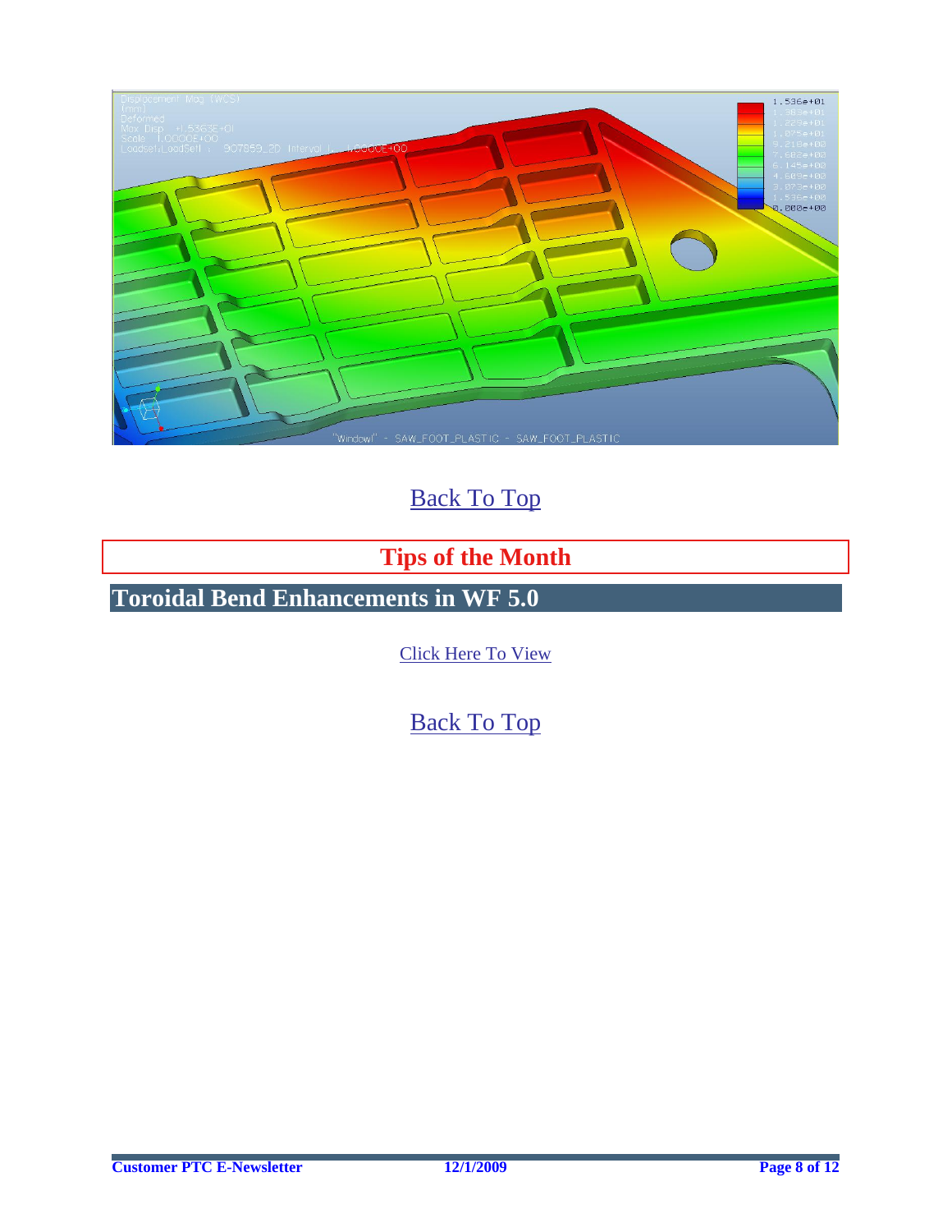Back To Top

## Tips of the Month

## Toroidal Bend Enhancements in WF 5.0

Click Here To View

Back To Top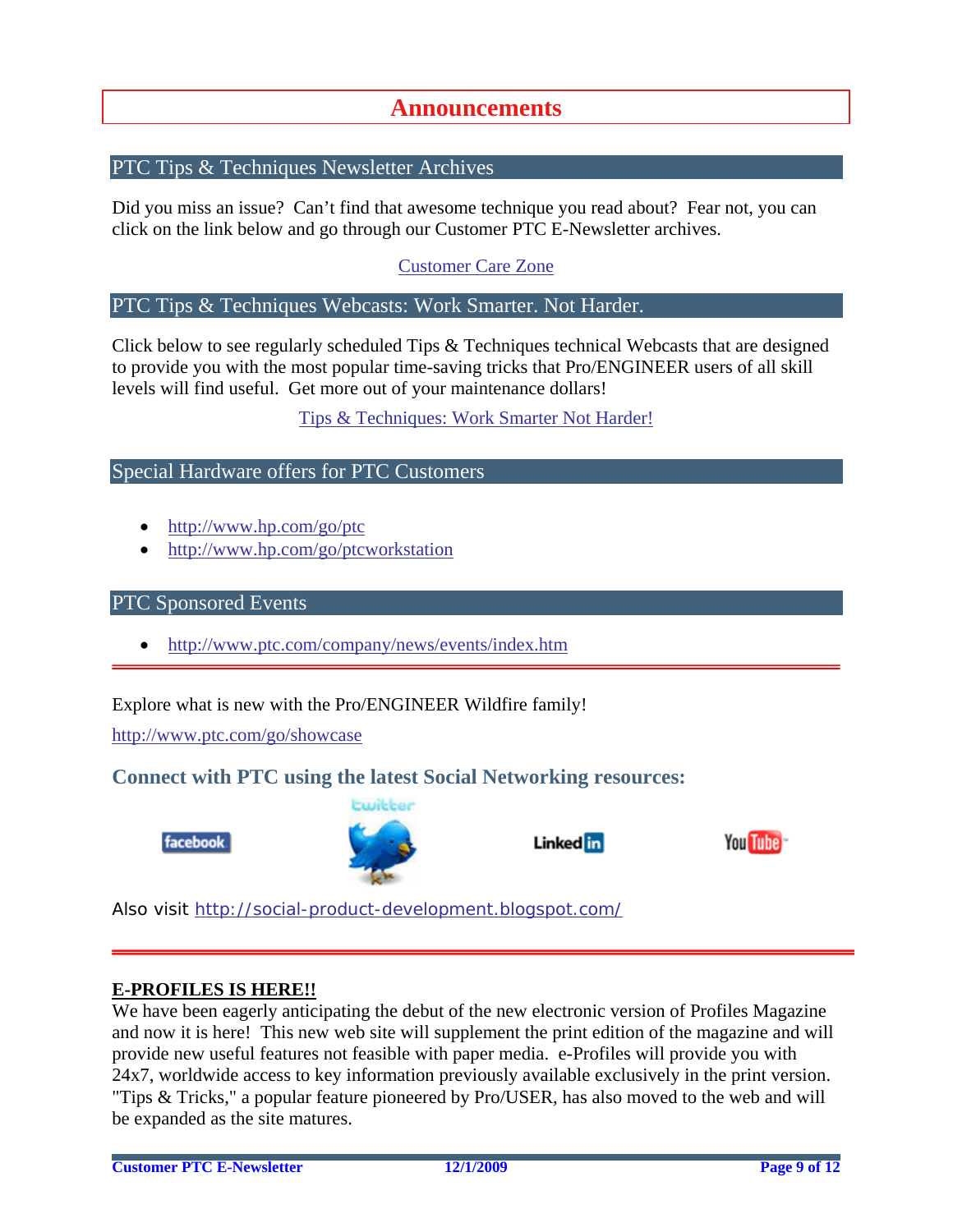# Announcements

## PTC Tips & Techniques Newsletter Archives

Did you miss an issue? Can't find that awesome technique you read about? Fear not, you can click on the link below and go through our Customer PTC E-Newsletter archives.

Customer Care Zone

## PTC Tips & Techniques Webcasts: Work Smarter. Not Harder.

Click below to see regularly scheduled Tips & Techniques technical Webcasts that are designed to provide you with the most popular time-saving tricks that Pro/ENGINEER users of all skill levels will find useful. Get more out of your maintenance dollars!

Tips & Techniques: Work Smarter Not Harder!

## Special Hardware offers for PTC Customers

- http://www.hp.com/go/ptc
- http://www.hp.com/go/ptcworkstation

## PTC Sponsored Events

- http://www.ptc.com/company/news/events/index.htm

---

Explore what is new with the Pro/ENGINEER Wildfire family!

http://www.ptc.com/go/showcase

### Connect with PTC using the latest Social Networking resources:

facebook | twitter | LinkedIn | YouTube

Also visit http://social-product-development.blogspot.com/

---

**E-PROFILES IS HERE!!**

We have been eagerly anticipating the debut of the new electronic version of Profiles Magazine and now it is here! This new web site will supplement the print edition of the magazine and will provide new useful features not feasible with paper media. e-Profiles will provide you with 24x7, worldwide access to key information previously available exclusively in the print version. "Tips & Tricks," a popular feature pioneered by Pro/USER, has also moved to the web and will be expanded as the site matures.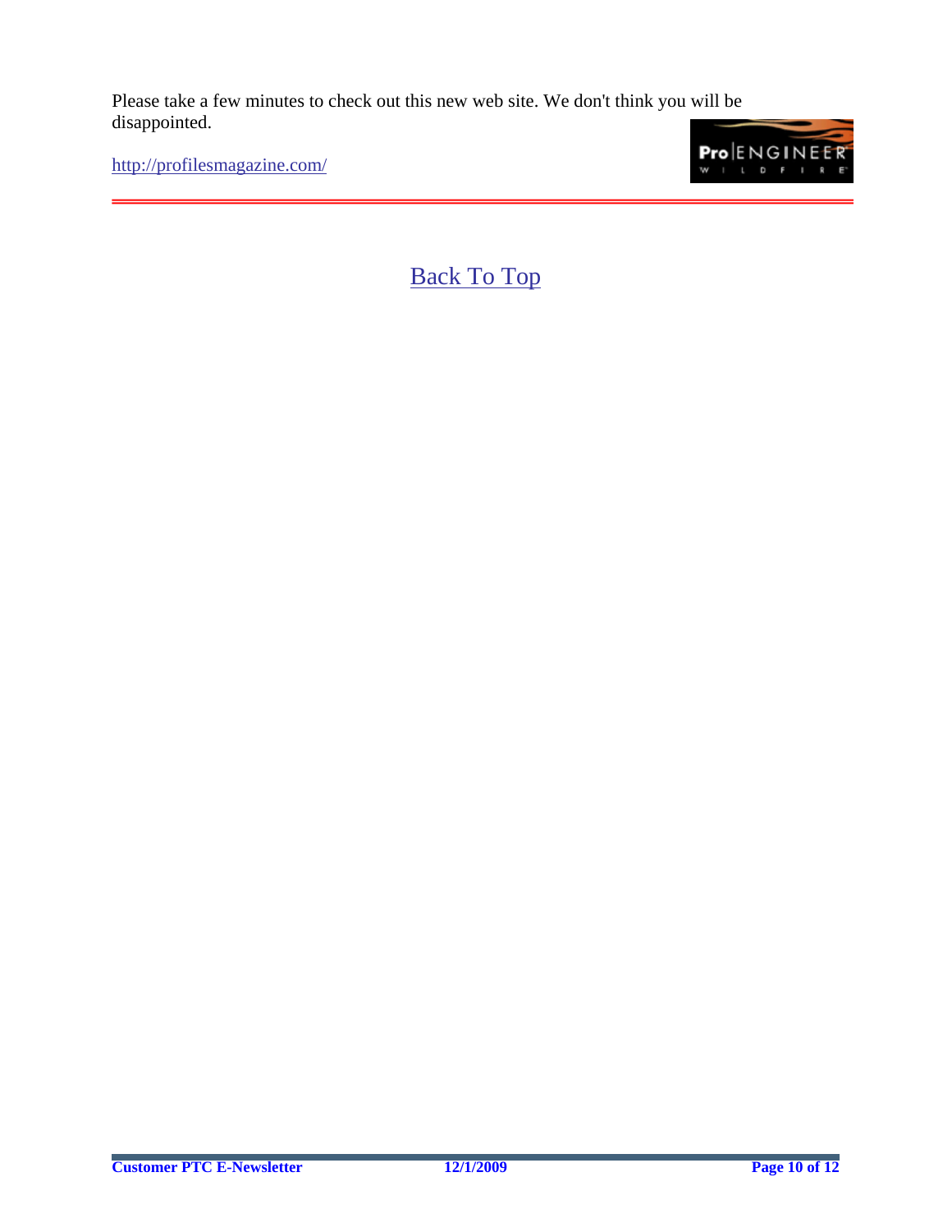Please take a few minutes to check out this new web site. We don't think you will be disappointed.

http://profilesmagazine.com/

---

Back To Top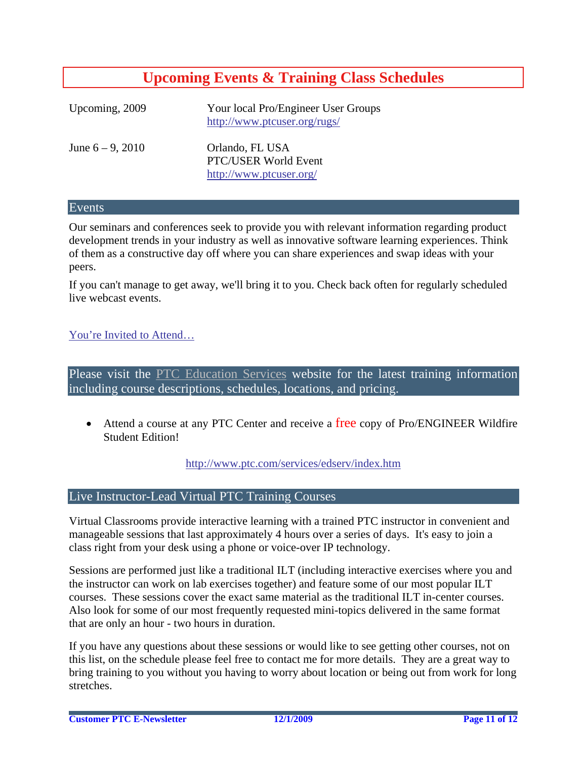# Upcoming Events & Training Class Schedules

| | |
|---|---|
| Upcoming, 2009 | Your local Pro/Engineer User Groups<br>http://www.ptcuser.org/rugs/ |
| June 6 – 9, 2010 | Orlando, FL USA<br>PTC/USER World Event<br>http://www.ptcuser.org/ |

## Events

Our seminars and conferences seek to provide you with relevant information regarding product development trends in your industry as well as innovative software learning experiences. Think of them as a constructive day off where you can share experiences and swap ideas with your peers.

If you can't manage to get away, we'll bring it to you. Check back often for regularly scheduled live webcast events.

You're Invited to Attend…

## Please visit the PTC Education Services website for the latest training information including course descriptions, schedules, locations, and pricing.

- Attend a course at any PTC Center and receive a free copy of Pro/ENGINEER Wildfire Student Edition!

http://www.ptc.com/services/edserv/index.htm

## Live Instructor-Lead Virtual PTC Training Courses

Virtual Classrooms provide interactive learning with a trained PTC instructor in convenient and manageable sessions that last approximately 4 hours over a series of days. It's easy to join a class right from your desk using a phone or voice-over IP technology.

Sessions are performed just like a traditional ILT (including interactive exercises where you and the instructor can work on lab exercises together) and feature some of our most popular ILT courses. These sessions cover the exact same material as the traditional ILT in-center courses. Also look for some of our most frequently requested mini-topics delivered in the same format that are only an hour - two hours in duration.

If you have any questions about these sessions or would like to see getting other courses, not on this list, on the schedule please feel free to contact me for more details. They are a great way to bring training to you without you having to worry about location or being out from work for long stretches.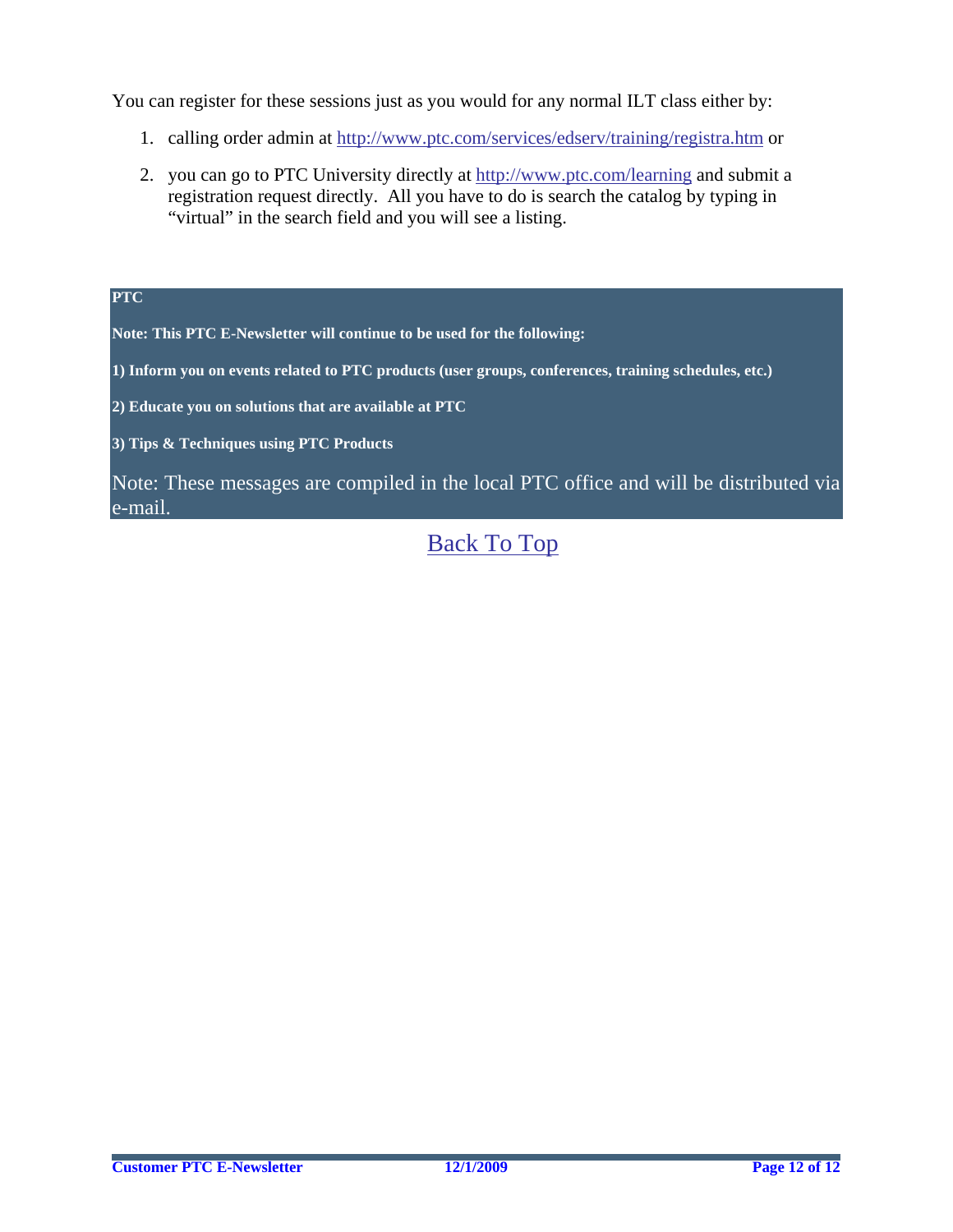You can register for these sessions just as you would for any normal ILT class either by:

1. calling order admin at http://www.ptc.com/services/edserv/training/registra.htm or
2. you can go to PTC University directly at http://www.ptc.com/learning and submit a registration request directly. All you have to do is search the catalog by typing in "virtual" in the search field and you will see a listing.

**PTC**

**Note: This PTC E-Newsletter will continue to be used for the following:**

**1) Inform you on events related to PTC products (user groups, conferences, training schedules, etc.)**

**2) Educate you on solutions that are available at PTC**

**3) Tips & Techniques using PTC Products**

Note: These messages are compiled in the local PTC office and will be distributed via e-mail.

Back To Top